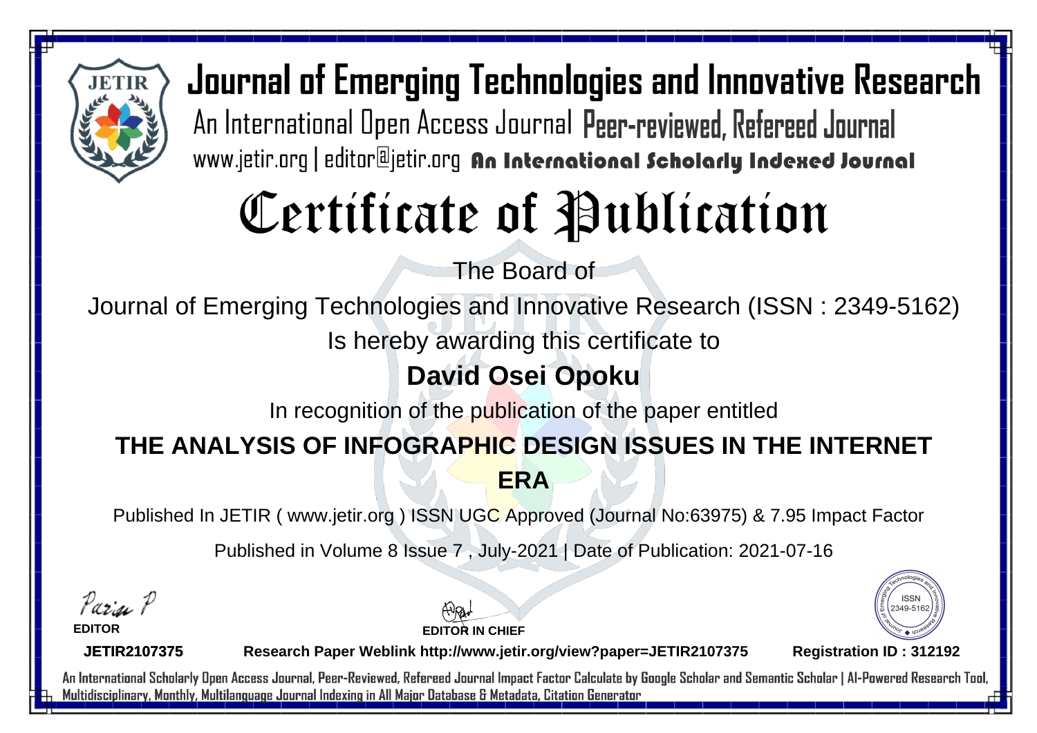# Journal of Emerging Technologies and Innovative Research

An International Open Access Journal Peer-reviewed, Refereed Journal

www.jetir.org | editor@jetir.org An International Scholarly Indexed Journal

# Certificate of Publication

The Board of

Journal of Emerging Technologies and Innovative Research (ISSN : 2349-5162)

Is hereby awarding this certificate to

**David Osei Opoku**

In recognition of the publication of the paper entitled

**THE ANALYSIS OF INFOGRAPHIC DESIGN ISSUES IN THE INTERNET ERA**

Published In JETIR ( www.jetir.org ) ISSN UGC Approved (Journal No:63975) & 7.95 Impact Factor

Published in Volume 8 Issue 7 , July-2021 | Date of Publication: 2021-07-16

**EDITOR**

**EDITOR IN CHIEF**

ISSN 2349-5162

**JETIR2107375** **Research Paper Weblink http://www.jetir.org/view?paper=JETIR2107375** **Registration ID : 312192**

An International Scholarly Open Access Journal, Peer-Reviewed, Refereed Journal Impact Factor Calculate by Google Scholar and Semantic Scholar | AI-Powered Research Tool, Multidisciplinary, Monthly, Multilanguage Journal Indexing in All Major Database & Metadata, Citation Generator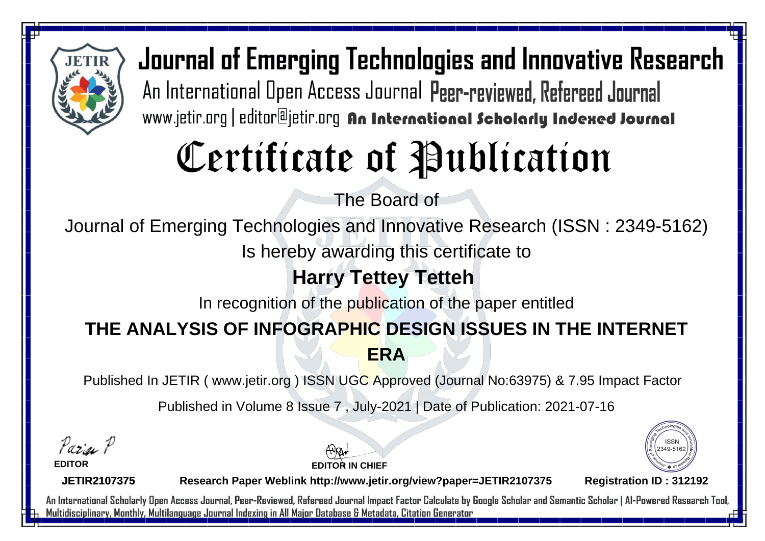# Journal of Emerging Technologies and Innovative Research

An International Open Access Journal Peer-reviewed, Refereed Journal

www.jetir.org | editor@jetir.org **An International Scholarly Indexed Journal**

# Certificate of Publication

The Board of

Journal of Emerging Technologies and Innovative Research (ISSN : 2349-5162)

Is hereby awarding this certificate to

## Harry Tettey Tetteh

In recognition of the publication of the paper entitled

## THE ANALYSIS OF INFOGRAPHIC DESIGN ISSUES IN THE INTERNET ERA

Published In JETIR ( www.jetir.org ) ISSN UGC Approved (Journal No:63975) & 7.95 Impact Factor

Published in Volume 8 Issue 7 , July-2021 | Date of Publication: 2021-07-16

**EDITOR**

**EDITOR IN CHIEF**

ISSN 2349-5162

**JETIR2107375** **Research Paper Weblink http://www.jetir.org/view?paper=JETIR2107375** **Registration ID : 312192**

An International Scholarly Open Access Journal, Peer-Reviewed, Refereed Journal Impact Factor Calculate by Google Scholar and Semantic Scholar | AI-Powered Research Tool, Multidisciplinary, Monthly, Multilanguage Journal Indexing in All Major Database & Metadata, Citation Generator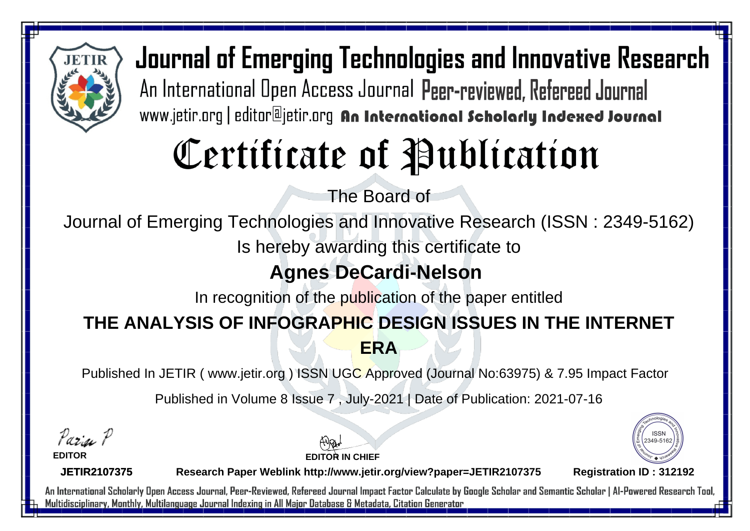# Journal of Emerging Technologies and Innovative Research

An International Open Access Journal Peer-reviewed, Refereed Journal

www.jetir.org | editor@jetir.org **An International Scholarly Indexed Journal**

# Certificate of Publication

The Board of

Journal of Emerging Technologies and Innovative Research (ISSN : 2349-5162)

Is hereby awarding this certificate to

## Agnes DeCardi-Nelson

In recognition of the publication of the paper entitled

## THE ANALYSIS OF INFOGRAPHIC DESIGN ISSUES IN THE INTERNET ERA

Published In JETIR ( www.jetir.org ) ISSN UGC Approved (Journal No:63975) & 7.95 Impact Factor

Published in Volume 8 Issue 7 , July-2021 | Date of Publication: 2021-07-16

**EDITOR**

**EDITOR IN CHIEF**

ISSN 2349-5162

**JETIR2107375** **Research Paper Weblink http://www.jetir.org/view?paper=JETIR2107375** **Registration ID : 312192**

An International Scholarly Open Access Journal, Peer-Reviewed, Refereed Journal Impact Factor Calculate by Google Scholar and Semantic Scholar | AI-Powered Research Tool, Multidisciplinary, Monthly, Multilanguage Journal Indexing in All Major Database & Metadata, Citation Generator